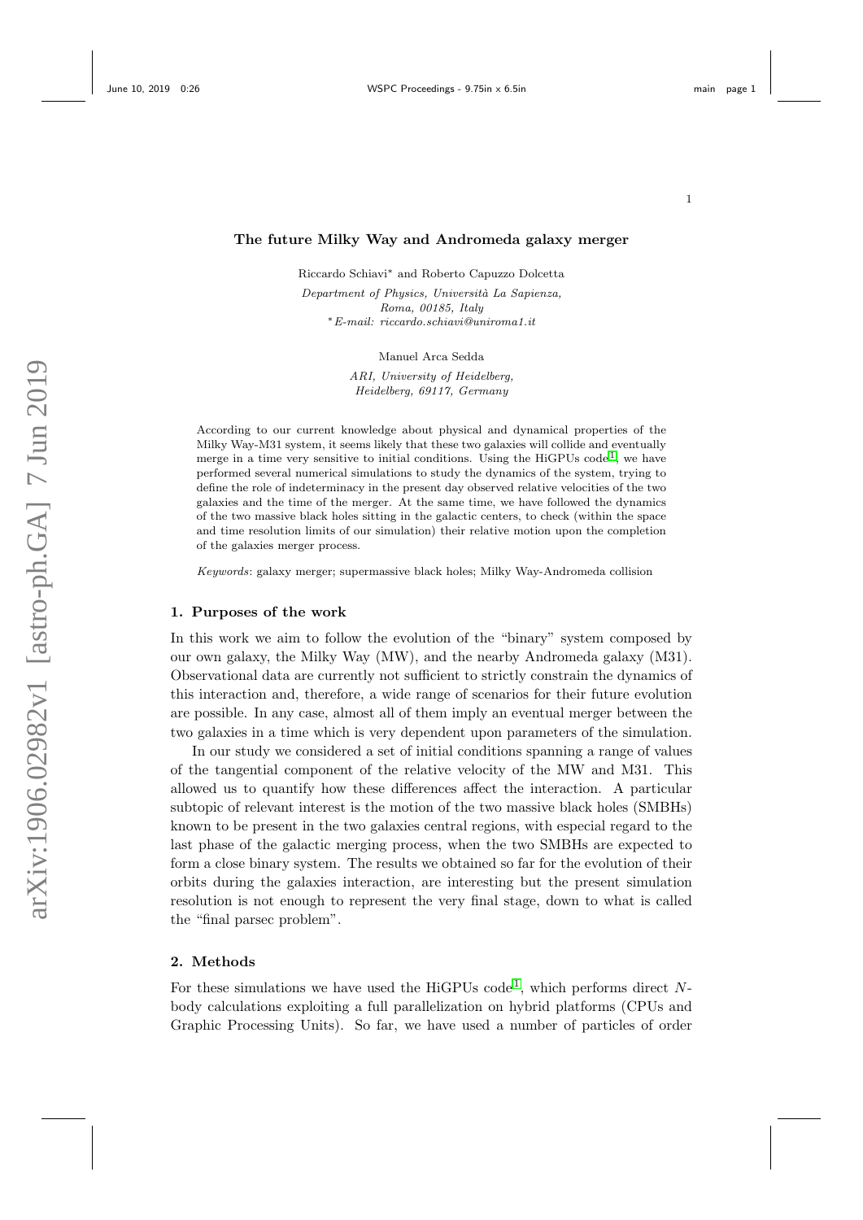# The future Milky Way and Andromeda galaxy merger

Riccardo Schiavi* and Roberto Capuzzo Dolcetta

*Department of Physics, Università La Sapienza,*
*Roma, 00185, Italy*
*\*E-mail: riccardo.schiavi@uniroma1.it*

Manuel Arca Sedda

*ARI, University of Heidelberg,*
*Heidelberg, 69117, Germany*

According to our current knowledge about physical and dynamical properties of the Milky Way-M31 system, it seems likely that these two galaxies will collide and eventually merge in a time very sensitive to initial conditions. Using the HiGPUs code[1], we have performed several numerical simulations to study the dynamics of the system, trying to define the role of indeterminacy in the present day observed relative velocities of the two galaxies and the time of the merger. At the same time, we have followed the dynamics of the two massive black holes sitting in the galactic centers, to check (within the space and time resolution limits of our simulation) their relative motion upon the completion of the galaxies merger process.

*Keywords*: galaxy merger; supermassive black holes; Milky Way-Andromeda collision

## 1. Purposes of the work

In this work we aim to follow the evolution of the "binary" system composed by our own galaxy, the Milky Way (MW), and the nearby Andromeda galaxy (M31). Observational data are currently not sufficient to strictly constrain the dynamics of this interaction and, therefore, a wide range of scenarios for their future evolution are possible. In any case, almost all of them imply an eventual merger between the two galaxies in a time which is very dependent upon parameters of the simulation.

In our study we considered a set of initial conditions spanning a range of values of the tangential component of the relative velocity of the MW and M31. This allowed us to quantify how these differences affect the interaction. A particular subtopic of relevant interest is the motion of the two massive black holes (SMBHs) known to be present in the two galaxies central regions, with especial regard to the last phase of the galactic merging process, when the two SMBHs are expected to form a close binary system. The results we obtained so far for the evolution of their orbits during the galaxies interaction, are interesting but the present simulation resolution is not enough to represent the very final stage, down to what is called the "final parsec problem".

## 2. Methods

For these simulations we have used the HiGPUs code[1], which performs direct $N$-body calculations exploiting a full parallelization on hybrid platforms (CPUs and Graphic Processing Units). So far, we have used a number of particles of order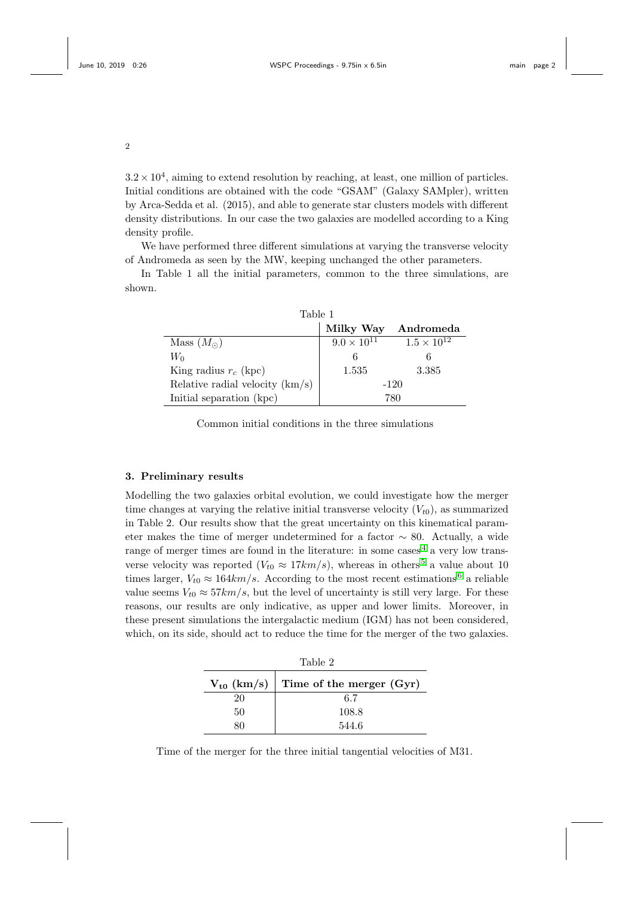$3.2 \times 10^4$, aiming to extend resolution by reaching, at least, one million of particles. Initial conditions are obtained with the code "GSAM" (Galaxy SAMpler), written by Arca-Sedda et al. (2015), and able to generate star clusters models with different density distributions. In our case the two galaxies are modelled according to a King density profile.

We have performed three different simulations at varying the transverse velocity of Andromeda as seen by the MW, keeping unchanged the other parameters.

In Table 1 all the initial parameters, common to the three simulations, are shown.

Table 1

| | **Milky Way** | **Andromeda** |
|---|---|---|
| Mass ($M_\odot$) | $9.0 \times 10^{11}$ | $1.5 \times 10^{12}$ |
| $W_0$ | 6 | 6 |
| King radius $r_c$ (kpc) | 1.535 | 3.385 |
| Relative radial velocity (km/s) | -120 | |
| Initial separation (kpc) | 780 | |

Common initial conditions in the three simulations

### 3. Preliminary results

Modelling the two galaxies orbital evolution, we could investigate how the merger time changes at varying the relative initial transverse velocity ($V_{t0}$), as summarized in Table 2. Our results show that the great uncertainty on this kinematical parameter makes the time of merger undetermined for a factor $\sim 80$. Actually, a wide range of merger times are found in the literature: in some cases[4] a very low transverse velocity was reported ($V_{t0} \approx 17 km/s$), whereas in others[5] a value about 10 times larger, $V_{t0} \approx 164 km/s$. According to the most recent estimations[6] a reliable value seems $V_{t0} \approx 57 km/s$, but the level of uncertainty is still very large. For these reasons, our results are only indicative, as upper and lower limits. Moreover, in these present simulations the intergalactic medium (IGM) has not been considered, which, on its side, should act to reduce the time for the merger of the two galaxies.

Table 2

| $\mathbf{V_{t0}}$ **(km/s)** | **Time of the merger (Gyr)** |
|---|---|
| 20 | 6.7 |
| 50 | 108.8 |
| 80 | 544.6 |

Time of the merger for the three initial tangential velocities of M31.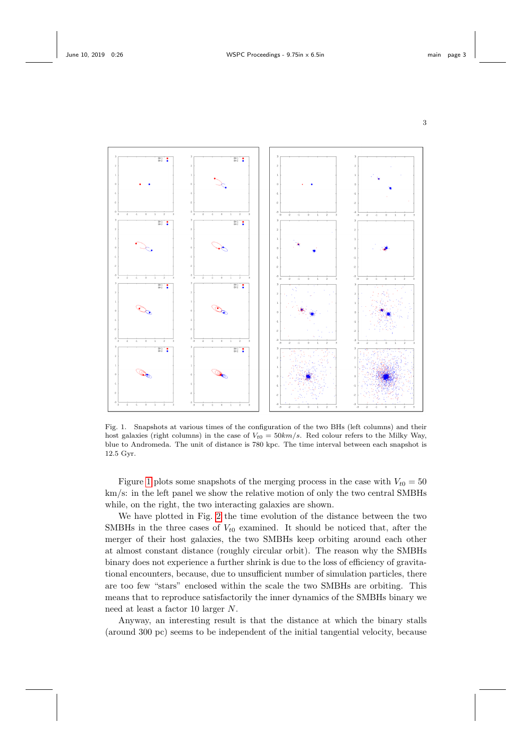Fig. 1. Snapshots at various times of the configuration of the two BHs (left columns) and their host galaxies (right columns) in the case of $V_{t0} = 50 km/s$. Red colour refers to the Milky Way, blue to Andromeda. The unit of distance is 780 kpc. The time interval between each snapshot is 12.5 Gyr.

Figure 1 plots some snapshots of the merging process in the case with $V_{t0} = 50$ km/s: in the left panel we show the relative motion of only the two central SMBHs while, on the right, the two interacting galaxies are shown.

We have plotted in Fig. 2 the time evolution of the distance between the two SMBHs in the three cases of $V_{t0}$ examined. It should be noticed that, after the merger of their host galaxies, the two SMBHs keep orbiting around each other at almost constant distance (roughly circular orbit). The reason why the SMBHs binary does not experience a further shrink is due to the loss of efficiency of gravitational encounters, because, due to unsufficient number of simulation particles, there are too few "stars" enclosed within the scale the two SMBHs are orbiting. This means that to reproduce satisfactorily the inner dynamics of the SMBHs binary we need at least a factor 10 larger $N$.

Anyway, an interesting result is that the distance at which the binary stalls (around 300 pc) seems to be independent of the initial tangential velocity, because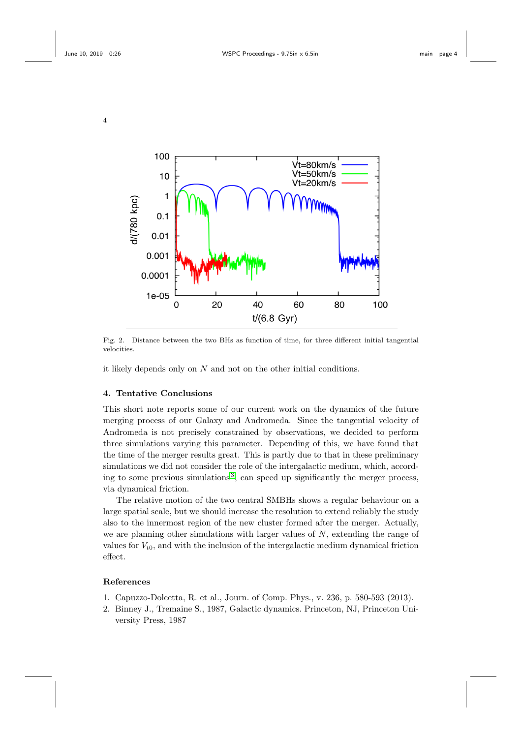Fig. 2. Distance between the two BHs as function of time, for three different initial tangential velocities.

it likely depends only on $N$ and not on the other initial conditions.

## 4. Tentative Conclusions

This short note reports some of our current work on the dynamics of the future merging process of our Galaxy and Andromeda. Since the tangential velocity of Andromeda is not precisely constrained by observations, we decided to perform three simulations varying this parameter. Depending of this, we have found that the time of the merger results great. This is partly due to that in these preliminary simulations we did not consider the role of the intergalactic medium, which, according to some previous simulations[3], can speed up significantly the merger process, via dynamical friction.

The relative motion of the two central SMBHs shows a regular behaviour on a large spatial scale, but we should increase the resolution to extend reliably the study also to the innermost region of the new cluster formed after the merger. Actually, we are planning other simulations with larger values of $N$, extending the range of values for $V_{t0}$, and with the inclusion of the intergalactic medium dynamical friction effect.

## References

1. Capuzzo-Dolcetta, R. et al., Journ. of Comp. Phys., v. 236, p. 580-593 (2013).
2. Binney J., Tremaine S., 1987, Galactic dynamics. Princeton, NJ, Princeton University Press, 1987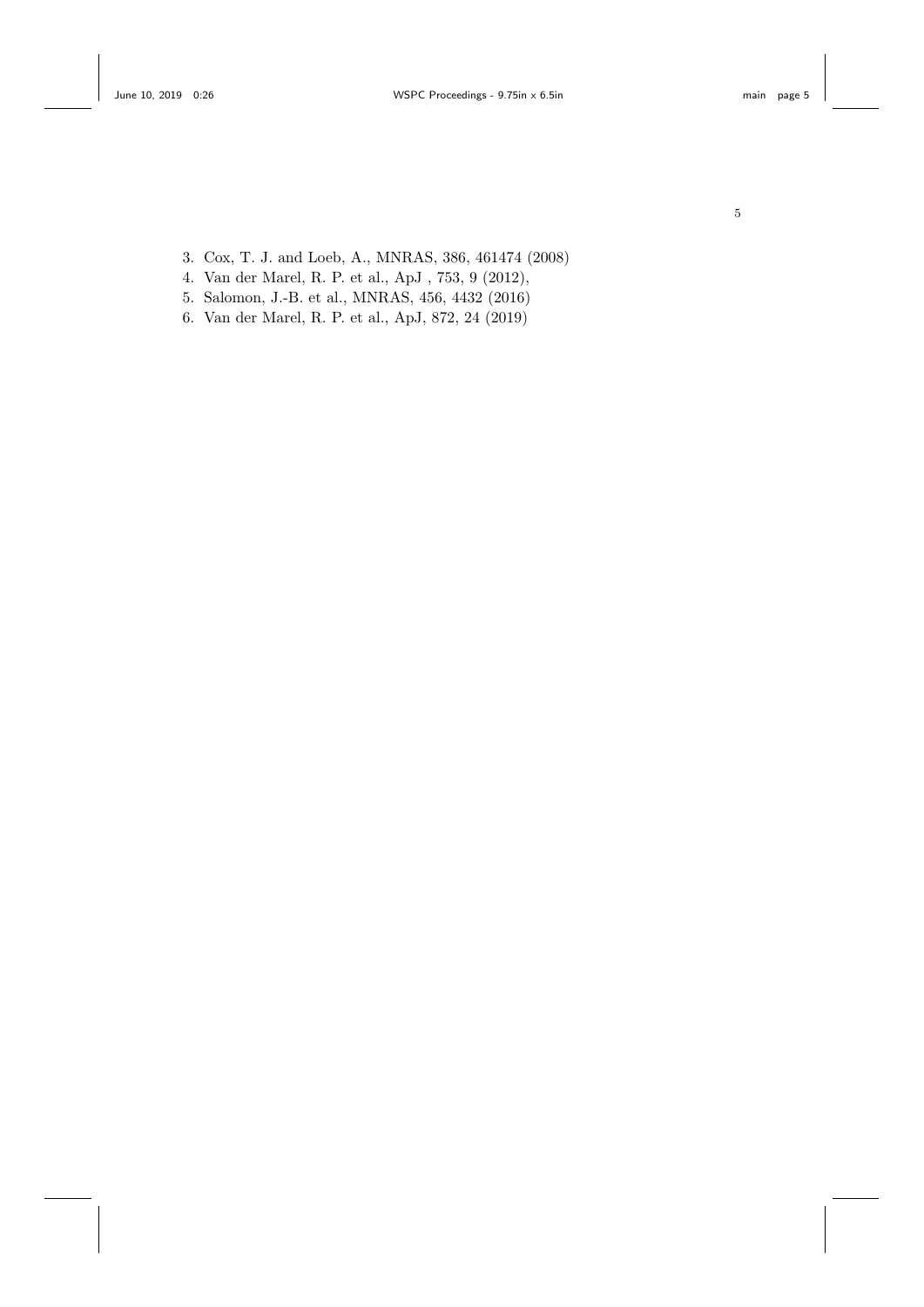3. Cox, T. J. and Loeb, A., MNRAS, 386, 461474 (2008)
4. Van der Marel, R. P. et al., ApJ , 753, 9 (2012),
5. Salomon, J.-B. et al., MNRAS, 456, 4432 (2016)
6. Van der Marel, R. P. et al., ApJ, 872, 24 (2019)